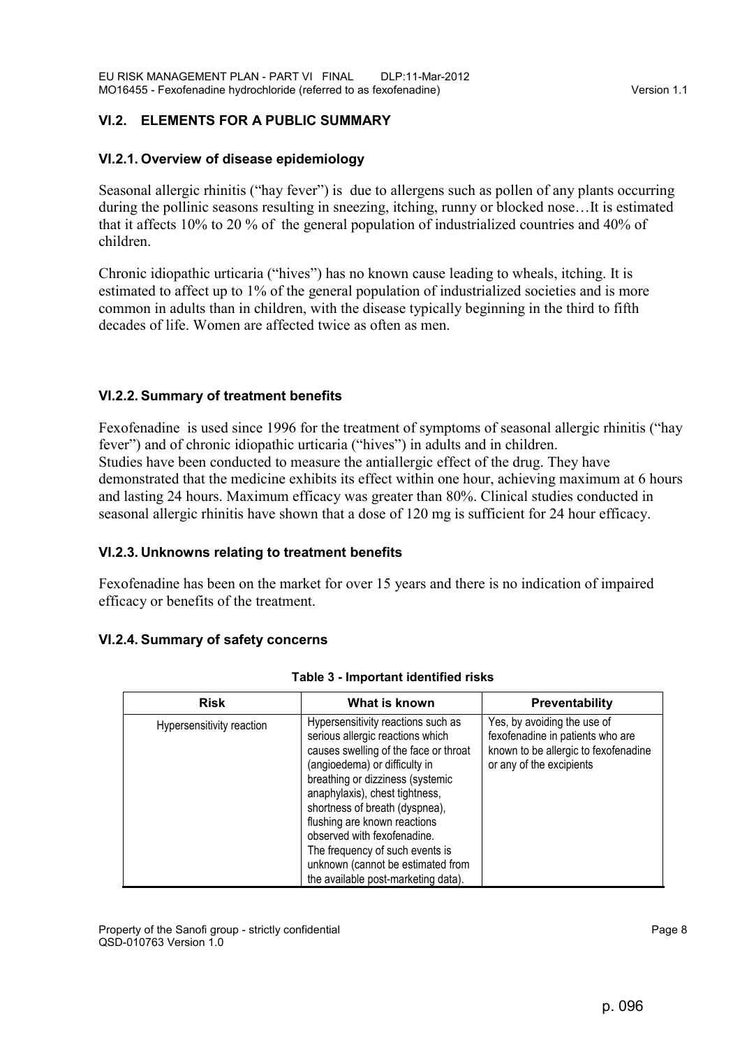## VI.2. ELEMENTS FOR A PUBLIC SUMMARY

### VI.2.1. Overview of disease epidemiology

Seasonal allergic rhinitis ("hay fever") is due to allergens such as pollen of any plants occurring during the pollinic seasons resulting in sneezing, itching, runny or blocked nose…It is estimated that it affects 10% to 20 % of the general population of industrialized countries and 40% of children.

Chronic idiopathic urticaria ("hives") has no known cause leading to wheals, itching. It is estimated to affect up to 1% of the general population of industrialized societies and is more common in adults than in children, with the disease typically beginning in the third to fifth decades of life. Women are affected twice as often as men.

### VI.2.2. Summary of treatment benefits

Fexofenadine is used since 1996 for the treatment of symptoms of seasonal allergic rhinitis ("hay fever") and of chronic idiopathic urticaria ("hives") in adults and in children.
Studies have been conducted to measure the antiallergic effect of the drug. They have demonstrated that the medicine exhibits its effect within one hour, achieving maximum at 6 hours and lasting 24 hours. Maximum efficacy was greater than 80%. Clinical studies conducted in seasonal allergic rhinitis have shown that a dose of 120 mg is sufficient for 24 hour efficacy.

### VI.2.3. Unknowns relating to treatment benefits

Fexofenadine has been on the market for over 15 years and there is no indication of impaired efficacy or benefits of the treatment.

### VI.2.4. Summary of safety concerns

**Table 3 - Important identified risks**

| Risk | What is known | Preventability |
|---|---|---|
| Hypersensitivity reaction | Hypersensitivity reactions such as serious allergic reactions which causes swelling of the face or throat (angioedema) or difficulty in breathing or dizziness (systemic anaphylaxis), chest tightness, shortness of breath (dyspnea), flushing are known reactions observed with fexofenadine. The frequency of such events is unknown (cannot be estimated from the available post-marketing data). | Yes, by avoiding the use of fexofenadine in patients who are known to be allergic to fexofenadine or any of the excipients |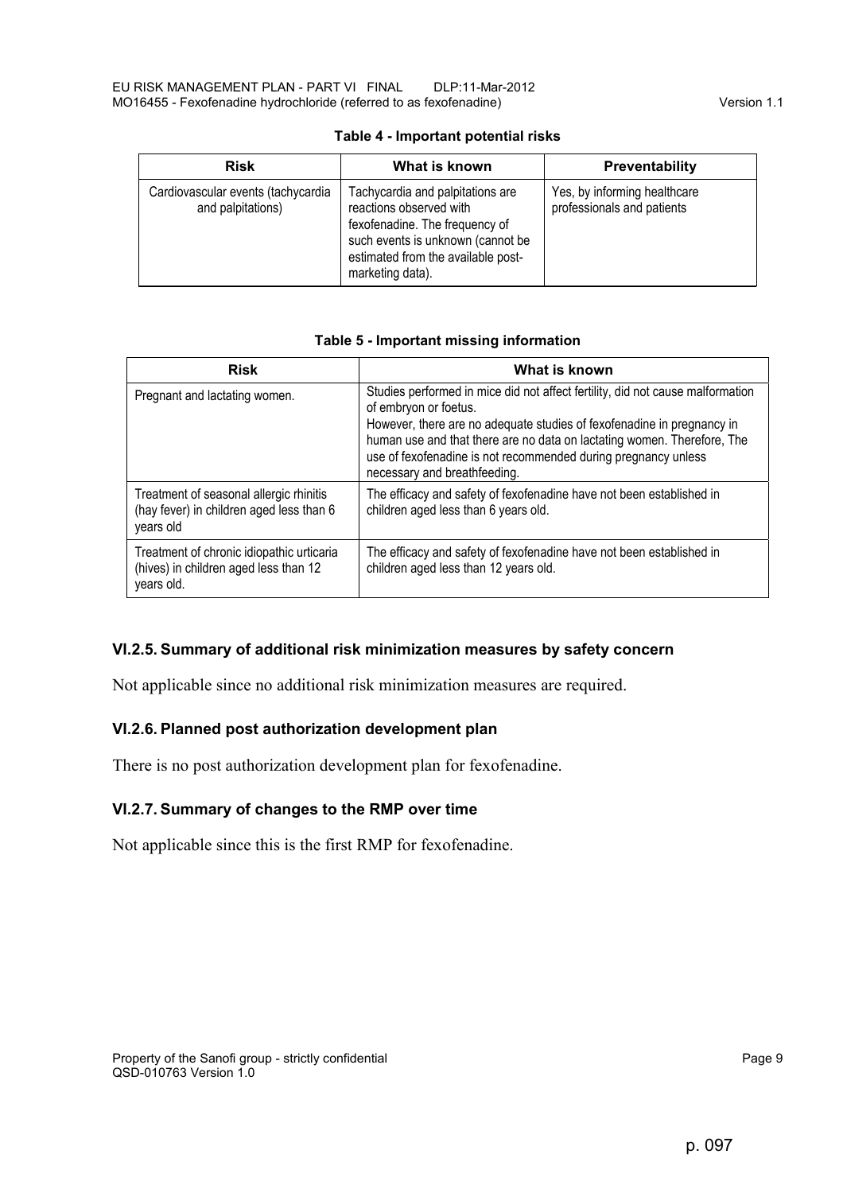**Table 4 - Important potential risks**

| Risk | What is known | Preventability |
|---|---|---|
| Cardiovascular events (tachycardia and palpitations) | Tachycardia and palpitations are reactions observed with fexofenadine. The frequency of such events is unknown (cannot be estimated from the available post-marketing data). | Yes, by informing healthcare professionals and patients |

**Table 5 - Important missing information**

| Risk | What is known |
|---|---|
| Pregnant and lactating women. | Studies performed in mice did not affect fertility, did not cause malformation of embryon or foetus.<br>However, there are no adequate studies of fexofenadine in pregnancy in human use and that there are no data on lactating women. Therefore, The use of fexofenadine is not recommended during pregnancy unless necessary and breathfeeding. |
| Treatment of seasonal allergic rhinitis (hay fever) in children aged less than 6 years old | The efficacy and safety of fexofenadine have not been established in children aged less than 6 years old. |
| Treatment of chronic idiopathic urticaria (hives) in children aged less than 12 years old. | The efficacy and safety of fexofenadine have not been established in children aged less than 12 years old. |

### VI.2.5. Summary of additional risk minimization measures by safety concern

Not applicable since no additional risk minimization measures are required.

### VI.2.6. Planned post authorization development plan

There is no post authorization development plan for fexofenadine.

### VI.2.7. Summary of changes to the RMP over time

Not applicable since this is the first RMP for fexofenadine.